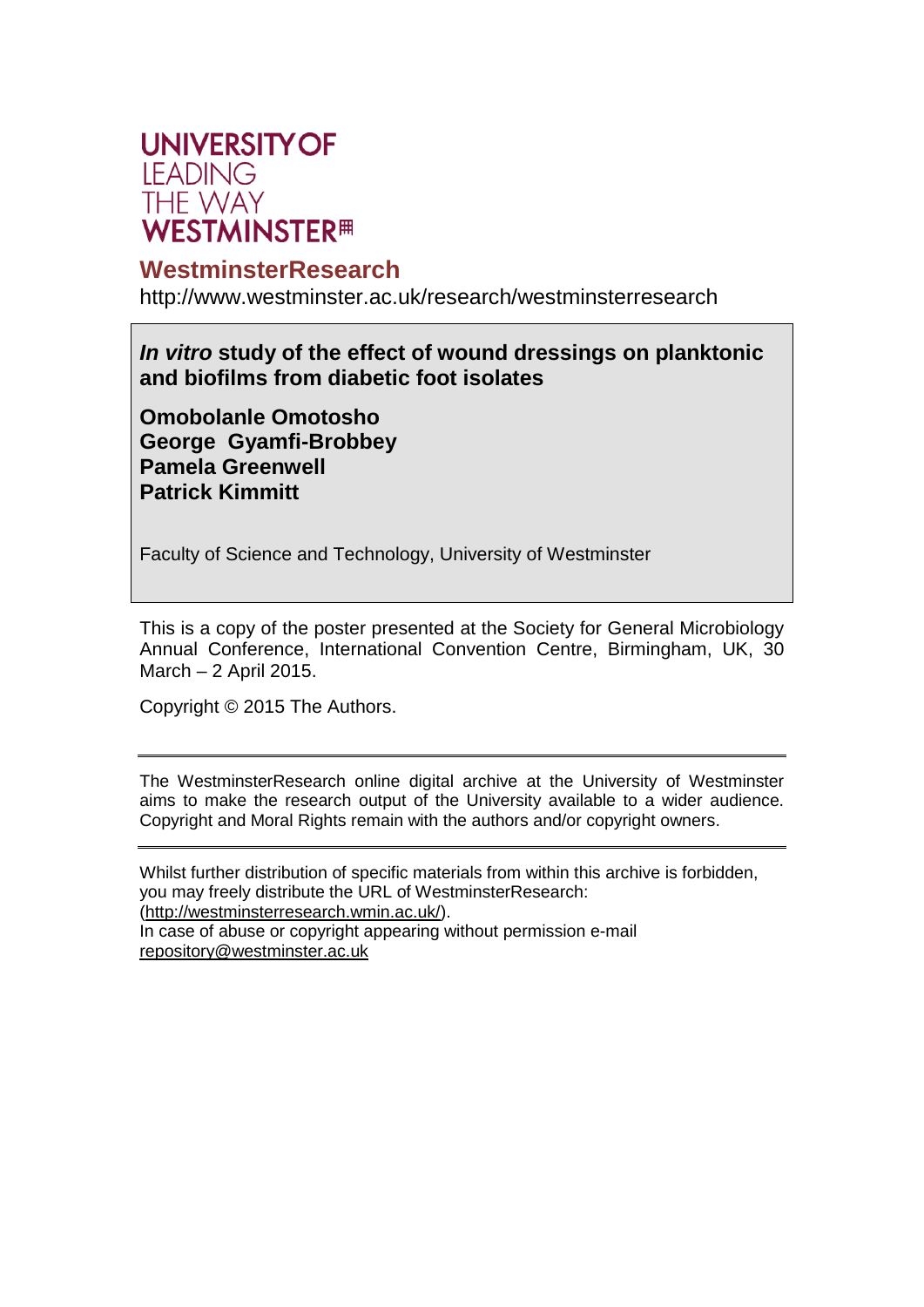UNIVERSITY OF
LEADING
THE WAY
WESTMINSTER

## WestminsterResearch

http://www.westminster.ac.uk/research/westminsterresearch

# *In vitro* study of the effect of wound dressings on planktonic and biofilms from diabetic foot isolates

**Omobolanle Omotosho**
**George Gyamfi-Brobbey**
**Pamela Greenwell**
**Patrick Kimmitt**

Faculty of Science and Technology, University of Westminster

This is a copy of the poster presented at the Society for General Microbiology Annual Conference, International Convention Centre, Birmingham, UK, 30 March – 2 April 2015.

Copyright © 2015 The Authors.

---

The WestminsterResearch online digital archive at the University of Westminster aims to make the research output of the University available to a wider audience. Copyright and Moral Rights remain with the authors and/or copyright owners.

---

Whilst further distribution of specific materials from within this archive is forbidden, you may freely distribute the URL of WestminsterResearch: (http://westminsterresearch.wmin.ac.uk/).

In case of abuse or copyright appearing without permission e-mail repository@westminster.ac.uk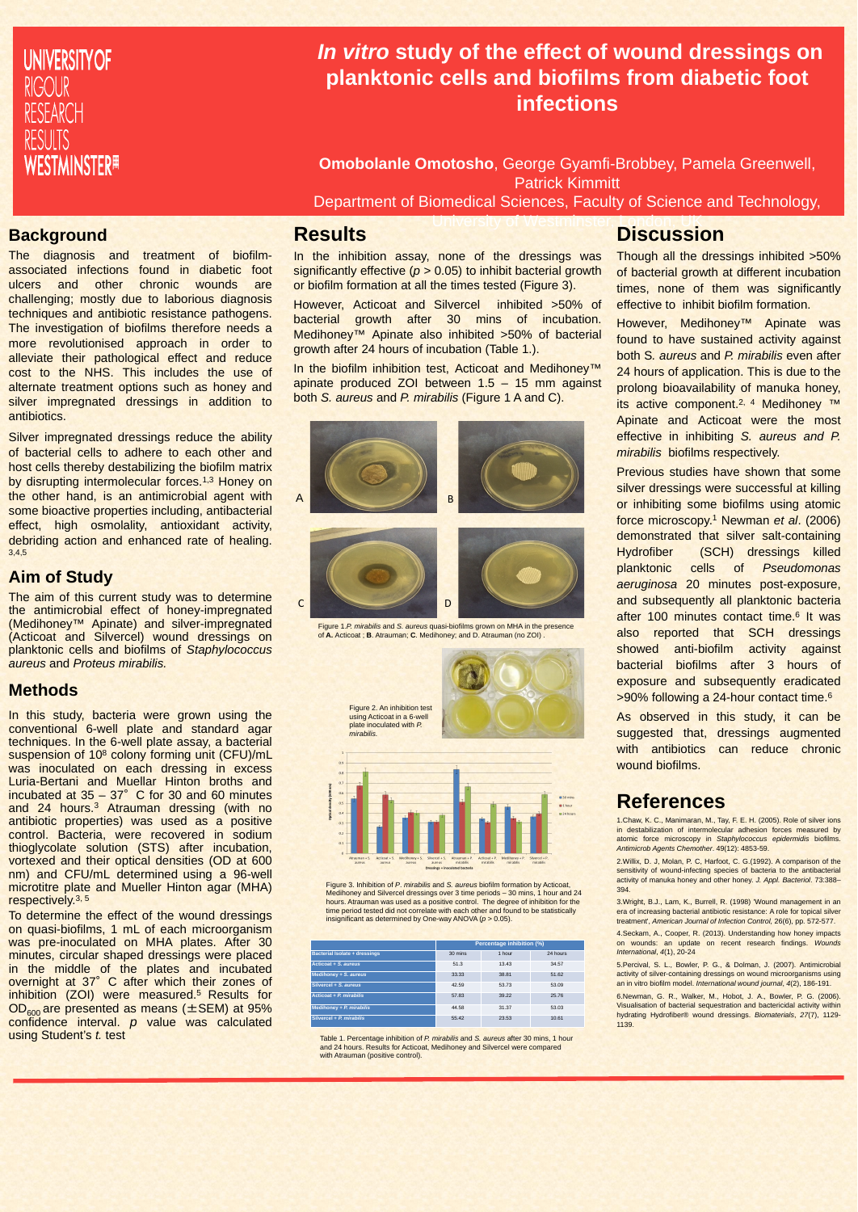UNIVERSITY OF
RIGOUR
RESEARCH
RESULTS
WESTMINSTER

# *In vitro* study of the effect of wound dressings on planktonic cells and biofilms from diabetic foot infections

**Omobolanle Omotosho**, George Gyamfi-Brobbey, Pamela Greenwell, Patrick Kimmitt

Department of Biomedical Sciences, Faculty of Science and Technology, University of Westminster, London, UK

## Background

The diagnosis and treatment of biofilm-associated infections found in diabetic foot ulcers and other chronic wounds are challenging; mostly due to laborious diagnosis techniques and antibiotic resistance pathogens. The investigation of biofilms therefore needs a more revolutionised approach in order to alleviate their pathological effect and reduce cost to the NHS. This includes the use of alternate treatment options such as honey and silver impregnated dressings in addition to antibiotics.

Silver impregnated dressings reduce the ability of bacterial cells to adhere to each other and host cells thereby destabilizing the biofilm matrix by disrupting intermolecular forces.[1,3] Honey on the other hand, is an antimicrobial agent with some bioactive properties including, antibacterial effect, high osmolality, antioxidant activity, debriding action and enhanced rate of healing.[3,4,5]

## Aim of Study

The aim of this current study was to determine the antimicrobial effect of honey-impregnated (Medihoney™ Apinate) and silver-impregnated (Acticoat and Silvercel) wound dressings on planktonic cells and biofilms of *Staphylococcus aureus* and *Proteus mirabilis.*

## Methods

In this study, bacteria were grown using the conventional 6-well plate and standard agar techniques. In the 6-well plate assay, a bacterial suspension of $10^8$ colony forming unit (CFU)/mL was inoculated on each dressing in excess Luria-Bertani and Muellar Hinton broths and incubated at 35 – 37° C for 30 and 60 minutes and 24 hours.[3] Atrauman dressing (with no antibiotic properties) was used as a positive control. Bacteria, were recovered in sodium thioglycolate solution (STS) after incubation, vortexed and their optical densities (OD at 600 nm) and CFU/mL determined using a 96-well microtitre plate and Mueller Hinton agar (MHA) respectively.[3, 5]

To determine the effect of the wound dressings on quasi-biofilms, 1 mL of each microorganism was pre-inoculated on MHA plates. After 30 minutes, circular shaped dressings were placed in the middle of the plates and incubated overnight at 37° C after which their zones of inhibition (ZOI) were measured.[5] Results for $OD_{600}$ are presented as means (±SEM) at 95% confidence interval. *p* value was calculated using Student's *t.* test

## Results

In the inhibition assay, none of the dressings was significantly effective ($p > 0.05$) to inhibit bacterial growth or biofilm formation at all the times tested (Figure 3).

However, Acticoat and Silvercel inhibited >50% of bacterial growth after 30 mins of incubation. Medihoney™ Apinate also inhibited >50% of bacterial growth after 24 hours of incubation (Table 1.).

In the biofilm inhibition test, Acticoat and Medihoney™ apinate produced ZOI between 1.5 – 15 mm against both *S. aureus* and *P. mirabilis* (Figure 1 A and C).

A
B
C
D

Figure 1.*P. mirabilis* and *S. aureus* quasi-biofilms grown on MHA in the presence of **A.** Acticoat ; **B.** Atrauman; **C.** Medihoney; and D. Atrauman (no ZOI) .

Figure 2. An inhibition test using Acticoat in a 6-well plate inoculated with *P. mirabilis.*

Optical density (600 nm)
Dressings + inoculated bacteria
30 mins
1 hour
24 hours

Figure 3. Inhibition of *P. mirabilis* and *S. aureus* biofilm formation by Acticoat, Medihoney and Silvercel dressings over 3 time periods – 30 mins, 1 hour and 24 hours. Atrauman was used as a positive control. The degree of inhibition for the time period tested did not correlate with each other and found to be statistically insignificant as determined by One-way ANOVA ($p > 0.05$).

| Bacterial isolate + dressings | Percentage inhibition (%) | | |
|---|---|---|---|
| | 30 mins | 1 hour | 24 hours |
| Acticoat + *S. aureus* | 51.3 | 13.43 | 34.57 |
| Medihoney + *S. aureus* | 33.33 | 38.81 | 51.62 |
| Silvercel + *S. aureus* | 42.59 | 53.73 | 53.09 |
| Acticoat + *P. mirabilis* | 57.83 | 39.22 | 25.76 |
| Medihoney + *P. mirabilis* | 44.58 | 31.37 | 53.03 |
| Silvercel + *P. mirabilis* | 55.42 | 23.53 | 10.61 |

Table 1. Percentage inhibition of *P. mirabilis* and *S. aureus* after 30 mins, 1 hour and 24 hours. Results for Acticoat, Medihoney and Silvercel were compared with Atrauman (positive control).

## Discussion

Though all the dressings inhibited >50% of bacterial growth at different incubation times, none of them was significantly effective to inhibit biofilm formation.

However, Medihoney™ Apinate was found to have sustained activity against both *S. aureus* and *P. mirabilis* even after 24 hours of application. This is due to the prolong bioavailability of manuka honey, its active component.[2, 4] Medihoney ™ Apinate and Acticoat were the most effective in inhibiting *S. aureus and P. mirabilis* biofilms respectively.

Previous studies have shown that some silver dressings were successful at killing or inhibiting some biofilms using atomic force microscopy.[1] Newman *et al*. (2006) demonstrated that silver salt-containing Hydrofiber (SCH) dressings killed planktonic cells of *Pseudomonas aeruginosa* 20 minutes post-exposure, and subsequently all planktonic bacteria after 100 minutes contact time.[6] It was also reported that SCH dressings showed anti-biofilm activity against bacterial biofilms after 3 hours of exposure and subsequently eradicated >90% following a 24-hour contact time.[6]

As observed in this study, it can be suggested that, dressings augmented with antibiotics can reduce chronic wound biofilms.

## References

1.Chaw, K. C., Manimaran, M., Tay, F. E. H. (2005). Role of silver ions in destabilization of intermolecular adhesion forces measured by atomic force microscopy in *Staphylococcus epidermidis* biofilms. *Antimicrob Agents Chemother*. 49(12): 4853-59.

2.Willix, D. J, Molan, P. C, Harfoot, C. G.(1992). A comparison of the sensitivity of wound-infecting species of bacteria to the antibacterial activity of manuka honey and other honey. *J. Appl. Bacteriol*. 73:388–394.

3.Wright, B.J., Lam, K., Burrell, R. (1998) 'Wound management in an era of increasing bacterial antibiotic resistance: A role for topical silver treatment', *American Journal of Infection Control*, 26(6), pp. 572-577.

4.Seckam, A., Cooper, R. (2013). Understanding how honey impacts on wounds: an update on recent research findings. *Wounds International*, *4*(1), 20-24

5.Percival, S. L., Bowler, P. G., & Dolman, J. (2007). Antimicrobial activity of silver-containing dressings on wound microorganisms using an in vitro biofilm model. *International wound journal*, *4*(2), 186-191.

6.Newman, G. R., Walker, M., Hobot, J. A., Bowler, P. G. (2006). Visualisation of bacterial sequestration and bactericidal activity within hydrating Hydrofiber® wound dressings. *Biomaterials*, *27*(7), 1129-1139.